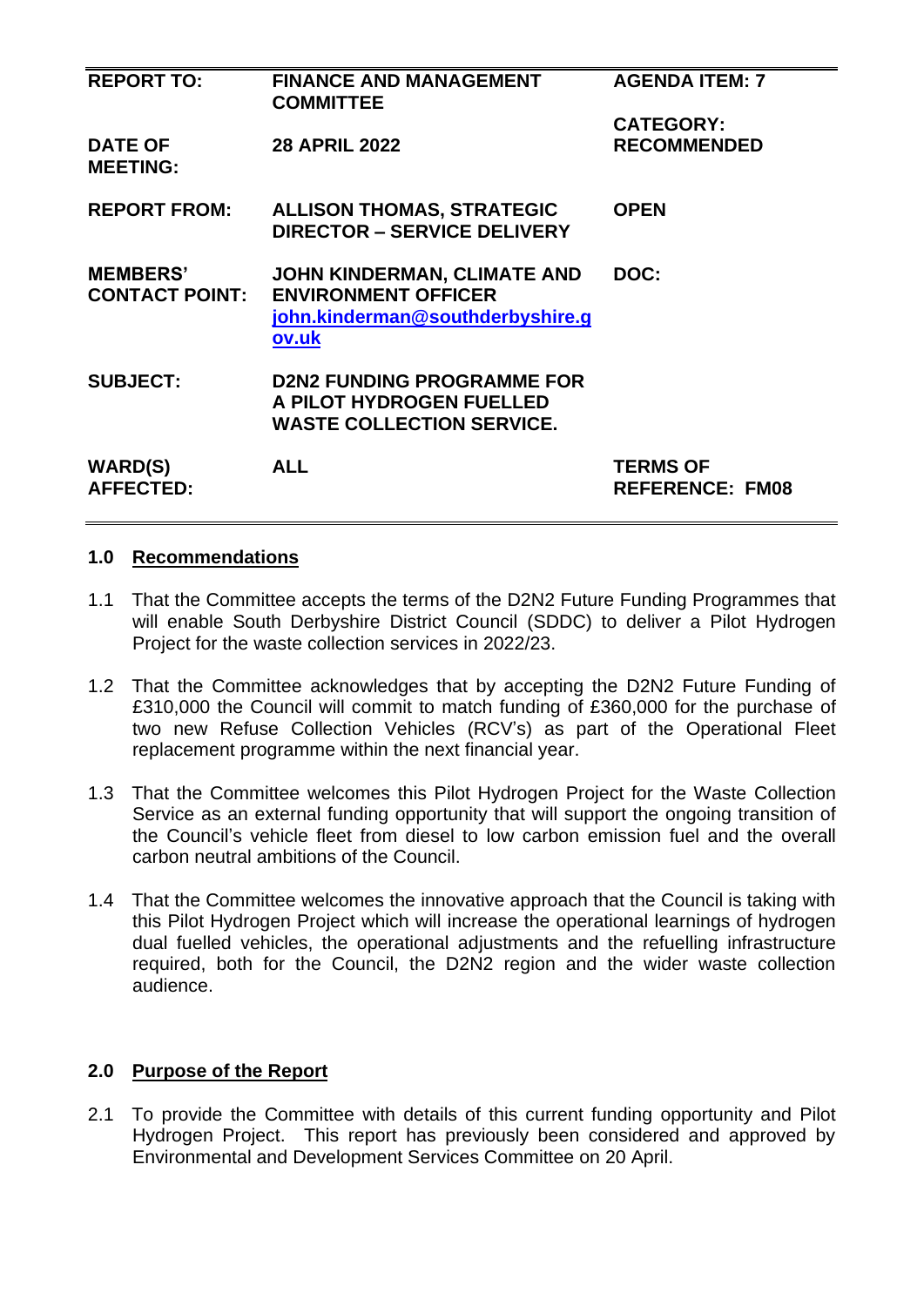| | | |
|---|---|---|
| **REPORT TO:** | **FINANCE AND MANAGEMENT COMMITTEE** | **AGENDA ITEM: 7** |
| **DATE OF MEETING:** | **28 APRIL 2022** | **CATEGORY: RECOMMENDED** |
| **REPORT FROM:** | **ALLISON THOMAS, STRATEGIC DIRECTOR – SERVICE DELIVERY** | **OPEN** |
| **MEMBERS' CONTACT POINT:** | **JOHN KINDERMAN, CLIMATE AND ENVIRONMENT OFFICER** [**john.kinderman@southderbyshire.gov.uk**](mailto:john.kinderman@southderbyshire.gov.uk) | **DOC:** |
| **SUBJECT:** | **D2N2 FUNDING PROGRAMME FOR A PILOT HYDROGEN FUELLED WASTE COLLECTION SERVICE.** | |
| **WARD(S) AFFECTED:** | **ALL** | **TERMS OF REFERENCE: FM08** |

## 1.0 Recommendations

1.1 That the Committee accepts the terms of the D2N2 Future Funding Programmes that will enable South Derbyshire District Council (SDDC) to deliver a Pilot Hydrogen Project for the waste collection services in 2022/23.

1.2 That the Committee acknowledges that by accepting the D2N2 Future Funding of £310,000 the Council will commit to match funding of £360,000 for the purchase of two new Refuse Collection Vehicles (RCV's) as part of the Operational Fleet replacement programme within the next financial year.

1.3 That the Committee welcomes this Pilot Hydrogen Project for the Waste Collection Service as an external funding opportunity that will support the ongoing transition of the Council's vehicle fleet from diesel to low carbon emission fuel and the overall carbon neutral ambitions of the Council.

1.4 That the Committee welcomes the innovative approach that the Council is taking with this Pilot Hydrogen Project which will increase the operational learnings of hydrogen dual fuelled vehicles, the operational adjustments and the refuelling infrastructure required, both for the Council, the D2N2 region and the wider waste collection audience.

## 2.0 Purpose of the Report

2.1 To provide the Committee with details of this current funding opportunity and Pilot Hydrogen Project. This report has previously been considered and approved by Environmental and Development Services Committee on 20 April.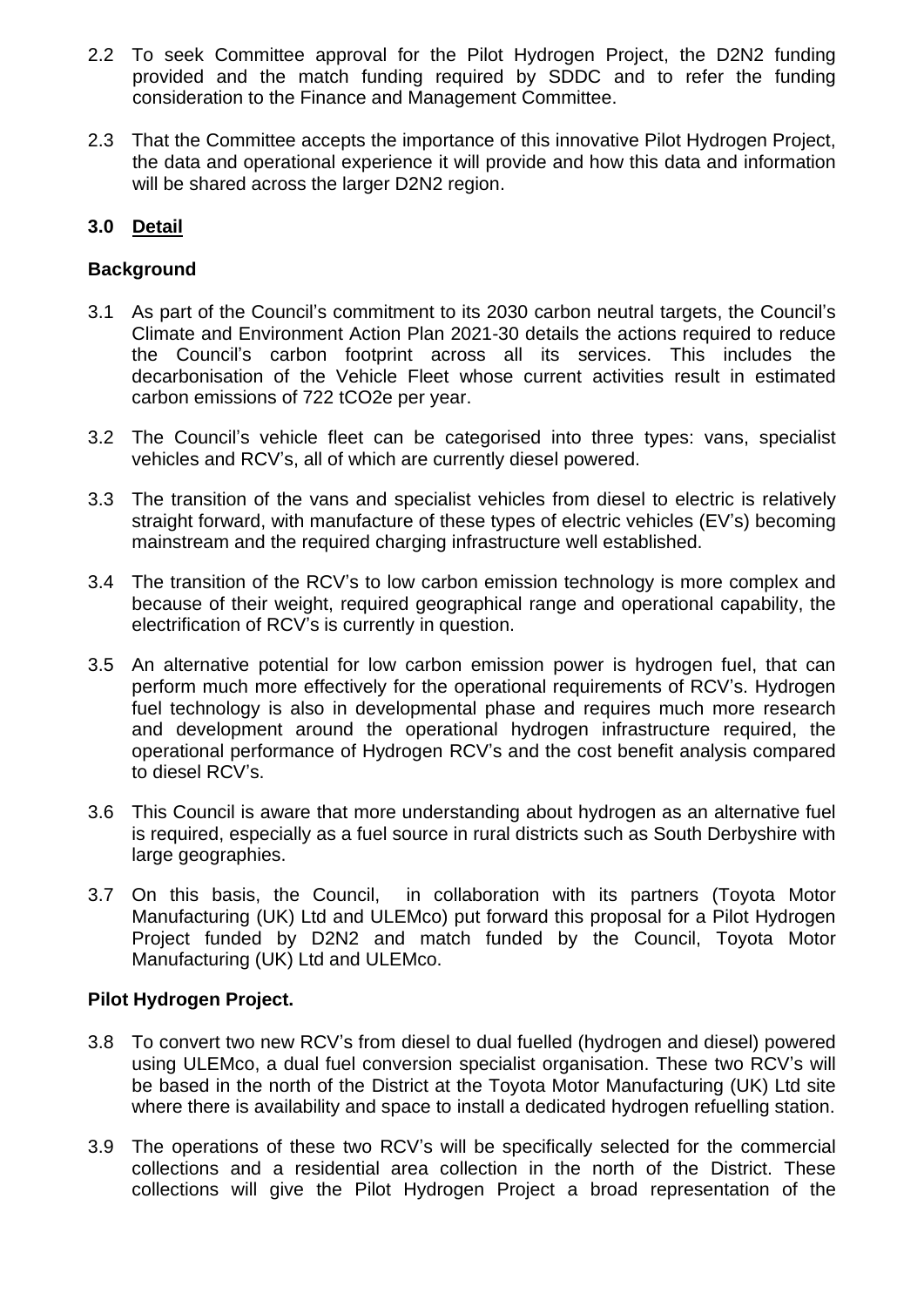2.2 To seek Committee approval for the Pilot Hydrogen Project, the D2N2 funding provided and the match funding required by SDDC and to refer the funding consideration to the Finance and Management Committee.

2.3 That the Committee accepts the importance of this innovative Pilot Hydrogen Project, the data and operational experience it will provide and how this data and information will be shared across the larger D2N2 region.

## 3.0 Detail

### Background

3.1 As part of the Council's commitment to its 2030 carbon neutral targets, the Council's Climate and Environment Action Plan 2021-30 details the actions required to reduce the Council's carbon footprint across all its services. This includes the decarbonisation of the Vehicle Fleet whose current activities result in estimated carbon emissions of 722 $tCO_2e$ per year.

3.2 The Council's vehicle fleet can be categorised into three types: vans, specialist vehicles and RCV's, all of which are currently diesel powered.

3.3 The transition of the vans and specialist vehicles from diesel to electric is relatively straight forward, with manufacture of these types of electric vehicles (EV's) becoming mainstream and the required charging infrastructure well established.

3.4 The transition of the RCV's to low carbon emission technology is more complex and because of their weight, required geographical range and operational capability, the electrification of RCV's is currently in question.

3.5 An alternative potential for low carbon emission power is hydrogen fuel, that can perform much more effectively for the operational requirements of RCV's. Hydrogen fuel technology is also in developmental phase and requires much more research and development around the operational hydrogen infrastructure required, the operational performance of Hydrogen RCV's and the cost benefit analysis compared to diesel RCV's.

3.6 This Council is aware that more understanding about hydrogen as an alternative fuel is required, especially as a fuel source in rural districts such as South Derbyshire with large geographies.

3.7 On this basis, the Council, in collaboration with its partners (Toyota Motor Manufacturing (UK) Ltd and ULEMco) put forward this proposal for a Pilot Hydrogen Project funded by D2N2 and match funded by the Council, Toyota Motor Manufacturing (UK) Ltd and ULEMco.

### Pilot Hydrogen Project.

3.8 To convert two new RCV's from diesel to dual fuelled (hydrogen and diesel) powered using ULEMco, a dual fuel conversion specialist organisation. These two RCV's will be based in the north of the District at the Toyota Motor Manufacturing (UK) Ltd site where there is availability and space to install a dedicated hydrogen refuelling station.

3.9 The operations of these two RCV's will be specifically selected for the commercial collections and a residential area collection in the north of the District. These collections will give the Pilot Hydrogen Project a broad representation of the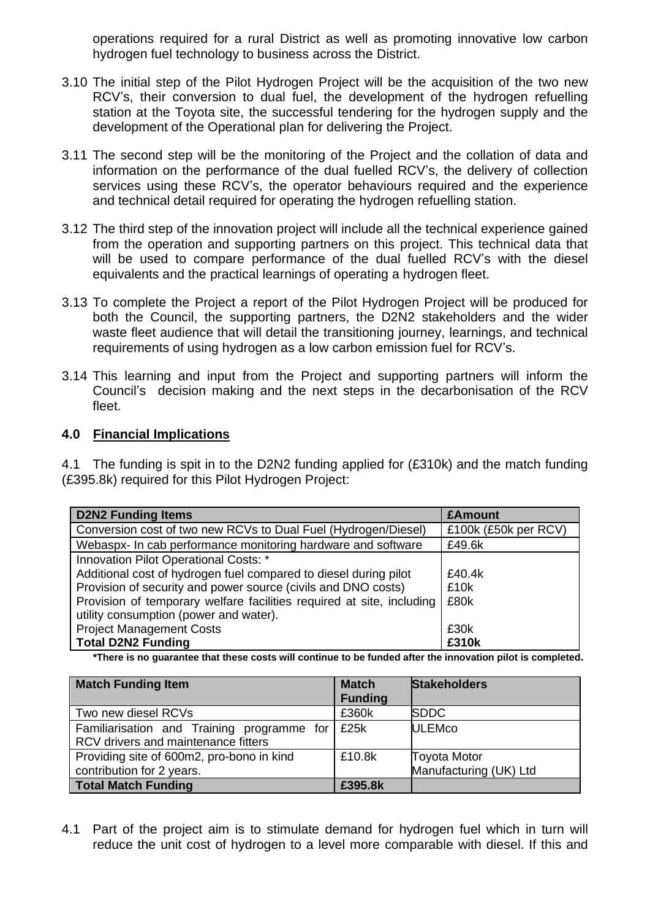operations required for a rural District as well as promoting innovative low carbon hydrogen fuel technology to business across the District.

3.10 The initial step of the Pilot Hydrogen Project will be the acquisition of the two new RCV's, their conversion to dual fuel, the development of the hydrogen refuelling station at the Toyota site, the successful tendering for the hydrogen supply and the development of the Operational plan for delivering the Project.

3.11 The second step will be the monitoring of the Project and the collation of data and information on the performance of the dual fuelled RCV's, the delivery of collection services using these RCV's, the operator behaviours required and the experience and technical detail required for operating the hydrogen refuelling station.

3.12 The third step of the innovation project will include all the technical experience gained from the operation and supporting partners on this project. This technical data that will be used to compare performance of the dual fuelled RCV's with the diesel equivalents and the practical learnings of operating a hydrogen fleet.

3.13 To complete the Project a report of the Pilot Hydrogen Project will be produced for both the Council, the supporting partners, the D2N2 stakeholders and the wider waste fleet audience that will detail the transitioning journey, learnings, and technical requirements of using hydrogen as a low carbon emission fuel for RCV's.

3.14 This learning and input from the Project and supporting partners will inform the Council's decision making and the next steps in the decarbonisation of the RCV fleet.

## 4.0 Financial Implications

4.1 The funding is spit in to the D2N2 funding applied for (£310k) and the match funding (£395.8k) required for this Pilot Hydrogen Project:

| D2N2 Funding Items | £Amount |
|---|---|
| Conversion cost of two new RCVs to Dual Fuel (Hydrogen/Diesel) | £100k (£50k per RCV) |
| Webaspx- In cab performance monitoring hardware and software | £49.6k |
| Innovation Pilot Operational Costs: * | |
| Additional cost of hydrogen fuel compared to diesel during pilot | £40.4k |
| Provision of security and power source (civils and DNO costs) | £10k |
| Provision of temporary welfare facilities required at site, including utility consumption (power and water). | £80k |
| Project Management Costs | £30k |
| **Total D2N2 Funding** | **£310k** |

**\*There is no guarantee that these costs will continue to be funded after the innovation pilot is completed.**

| Match Funding Item | Match Funding | Stakeholders |
|---|---|---|
| Two new diesel RCVs | £360k | SDDC |
| Familiarisation and Training programme for RCV drivers and maintenance fitters | £25k | ULEMco |
| Providing site of 600m2, pro-bono in kind contribution for 2 years. | £10.8k | Toyota Motor Manufacturing (UK) Ltd |
| **Total Match Funding** | **£395.8k** | |

4.1 Part of the project aim is to stimulate demand for hydrogen fuel which in turn will reduce the unit cost of hydrogen to a level more comparable with diesel. If this and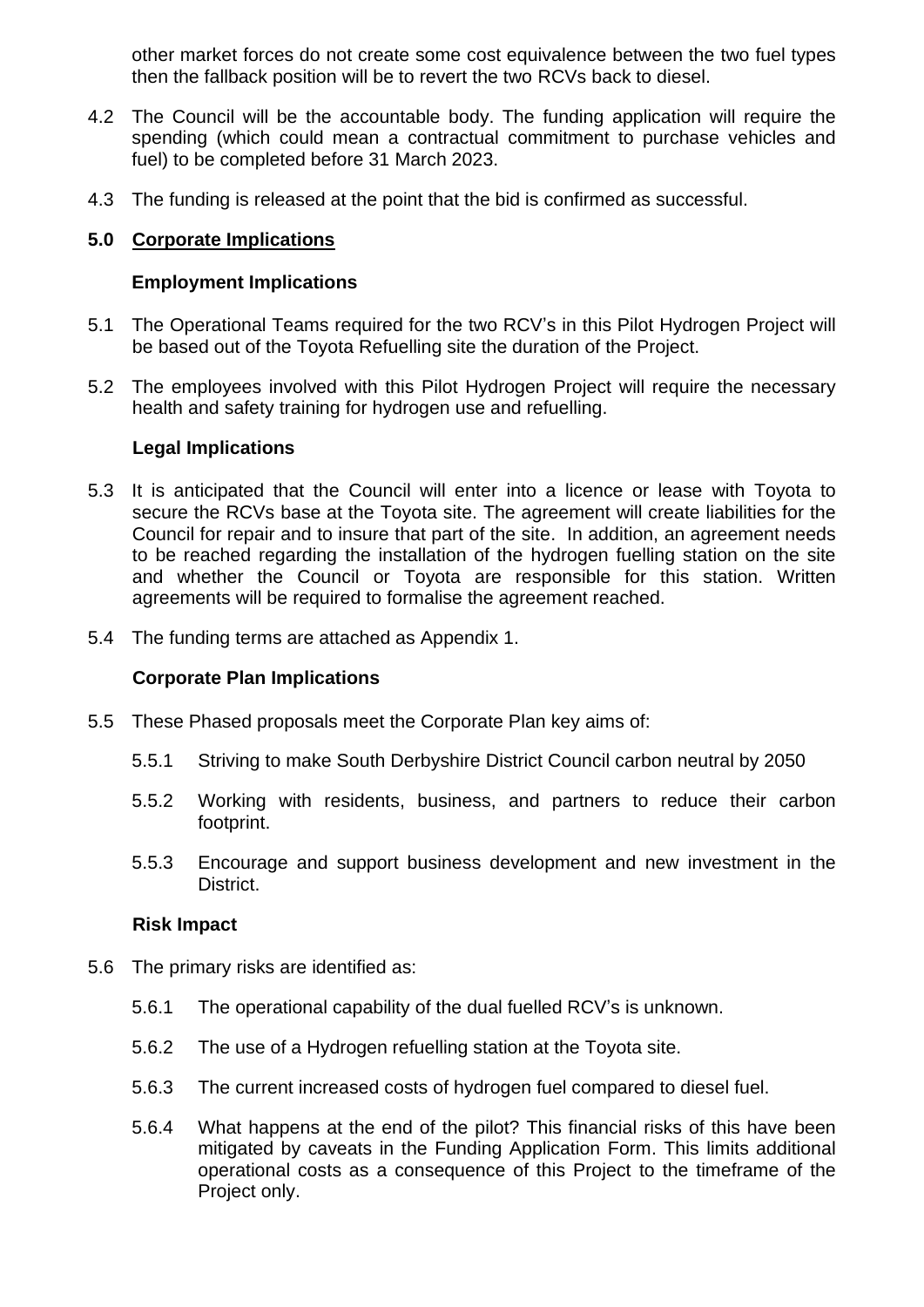other market forces do not create some cost equivalence between the two fuel types then the fallback position will be to revert the two RCVs back to diesel.

4.2 The Council will be the accountable body. The funding application will require the spending (which could mean a contractual commitment to purchase vehicles and fuel) to be completed before 31 March 2023.

4.3 The funding is released at the point that the bid is confirmed as successful.

## 5.0 Corporate Implications

### Employment Implications

5.1 The Operational Teams required for the two RCV's in this Pilot Hydrogen Project will be based out of the Toyota Refuelling site the duration of the Project.

5.2 The employees involved with this Pilot Hydrogen Project will require the necessary health and safety training for hydrogen use and refuelling.

### Legal Implications

5.3 It is anticipated that the Council will enter into a licence or lease with Toyota to secure the RCVs base at the Toyota site. The agreement will create liabilities for the Council for repair and to insure that part of the site. In addition, an agreement needs to be reached regarding the installation of the hydrogen fuelling station on the site and whether the Council or Toyota are responsible for this station. Written agreements will be required to formalise the agreement reached.

5.4 The funding terms are attached as Appendix 1.

### Corporate Plan Implications

5.5 These Phased proposals meet the Corporate Plan key aims of:

5.5.1 Striving to make South Derbyshire District Council carbon neutral by 2050

5.5.2 Working with residents, business, and partners to reduce their carbon footprint.

5.5.3 Encourage and support business development and new investment in the District.

### Risk Impact

5.6 The primary risks are identified as:

5.6.1 The operational capability of the dual fuelled RCV's is unknown.

5.6.2 The use of a Hydrogen refuelling station at the Toyota site.

5.6.3 The current increased costs of hydrogen fuel compared to diesel fuel.

5.6.4 What happens at the end of the pilot? This financial risks of this have been mitigated by caveats in the Funding Application Form. This limits additional operational costs as a consequence of this Project to the timeframe of the Project only.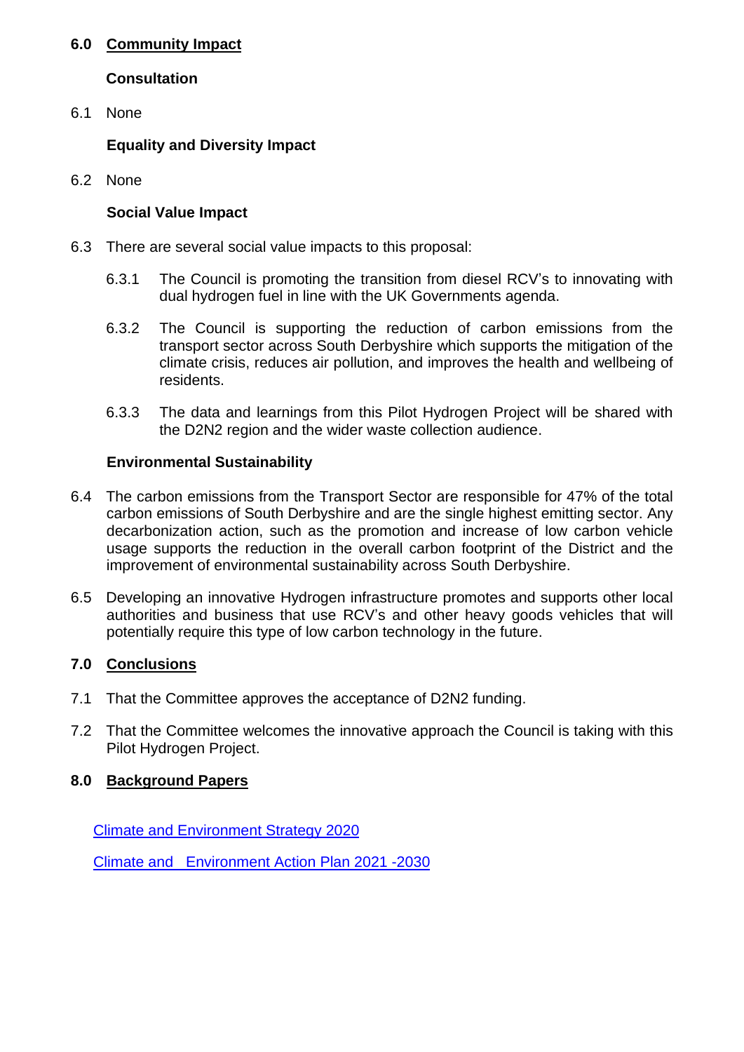## 6.0 Community Impact

**Consultation**

6.1 None

**Equality and Diversity Impact**

6.2 None

**Social Value Impact**

6.3 There are several social value impacts to this proposal:

6.3.1 The Council is promoting the transition from diesel RCV's to innovating with dual hydrogen fuel in line with the UK Governments agenda.

6.3.2 The Council is supporting the reduction of carbon emissions from the transport sector across South Derbyshire which supports the mitigation of the climate crisis, reduces air pollution, and improves the health and wellbeing of residents.

6.3.3 The data and learnings from this Pilot Hydrogen Project will be shared with the D2N2 region and the wider waste collection audience.

**Environmental Sustainability**

6.4 The carbon emissions from the Transport Sector are responsible for 47% of the total carbon emissions of South Derbyshire and are the single highest emitting sector. Any decarbonization action, such as the promotion and increase of low carbon vehicle usage supports the reduction in the overall carbon footprint of the District and the improvement of environmental sustainability across South Derbyshire.

6.5 Developing an innovative Hydrogen infrastructure promotes and supports other local authorities and business that use RCV's and other heavy goods vehicles that will potentially require this type of low carbon technology in the future.

## 7.0 Conclusions

7.1 That the Committee approves the acceptance of D2N2 funding.

7.2 That the Committee welcomes the innovative approach the Council is taking with this Pilot Hydrogen Project.

## 8.0 Background Papers

Climate and Environment Strategy 2020

Climate and Environment Action Plan 2021 -2030